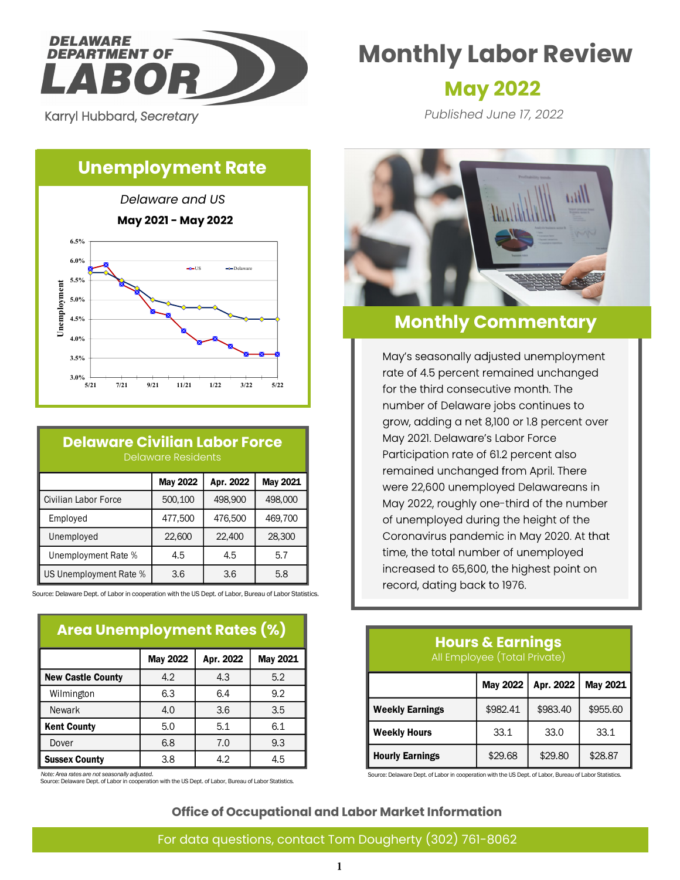DELAWARE DEPARTMENT OF LABOR

Karryl Hubbard, *Secretary*

# Monthly Labor Review

## May 2022

*Published June 17, 2022*

## Unemployment Rate

*Delaware and US*

**May 2021 - May 2022**

## Monthly Commentary

May's seasonally adjusted unemployment rate of 4.5 percent remained unchanged for the third consecutive month. The number of Delaware jobs continues to grow, adding a net 8,100 or 1.8 percent over May 2021. Delaware's Labor Force Participation rate of 61.2 percent also remained unchanged from April. There were 22,600 unemployed Delawareans in May 2022, roughly one-third of the number of unemployed during the height of the Coronavirus pandemic in May 2020. At that time, the total number of unemployed increased to 65,600, the highest point on record, dating back to 1976.

## Delaware Civilian Labor Force

Delaware Residents

| | May 2022 | Apr. 2022 | May 2021 |
|---|---|---|---|
| Civilian Labor Force | 500,100 | 498,900 | 498,000 |
| Employed | 477,500 | 476,500 | 469,700 |
| Unemployed | 22,600 | 22,400 | 28,300 |
| Unemployment Rate % | 4.5 | 4.5 | 5.7 |
| US Unemployment Rate % | 3.6 | 3.6 | 5.8 |

Source: Delaware Dept. of Labor in cooperation with the US Dept. of Labor, Bureau of Labor Statistics.

## Area Unemployment Rates (%)

| | May 2022 | Apr. 2022 | May 2021 |
|---|---|---|---|
| **New Castle County** | 4.2 | 4.3 | 5.2 |
| Wilmington | 6.3 | 6.4 | 9.2 |
| Newark | 4.0 | 3.6 | 3.5 |
| **Kent County** | 5.0 | 5.1 | 6.1 |
| Dover | 6.8 | 7.0 | 9.3 |
| **Sussex County** | 3.8 | 4.2 | 4.5 |

*Note: Area rates are not seasonally adjusted.*
Source: Delaware Dept. of Labor in cooperation with the US Dept. of Labor, Bureau of Labor Statistics.

## Hours & Earnings

All Employee (Total Private)

| | May 2022 | Apr. 2022 | May 2021 |
|---|---|---|---|
| **Weekly Earnings** | $982.41 | $983.40 | $955.60 |
| **Weekly Hours** | 33.1 | 33.0 | 33.1 |
| **Hourly Earnings** | $29.68 | $29.80 | $28.87 |

Source: Delaware Dept. of Labor in cooperation with the US Dept. of Labor, Bureau of Labor Statistics.

**Office of Occupational and Labor Market Information**

For data questions, contact Tom Dougherty (302) 761-8062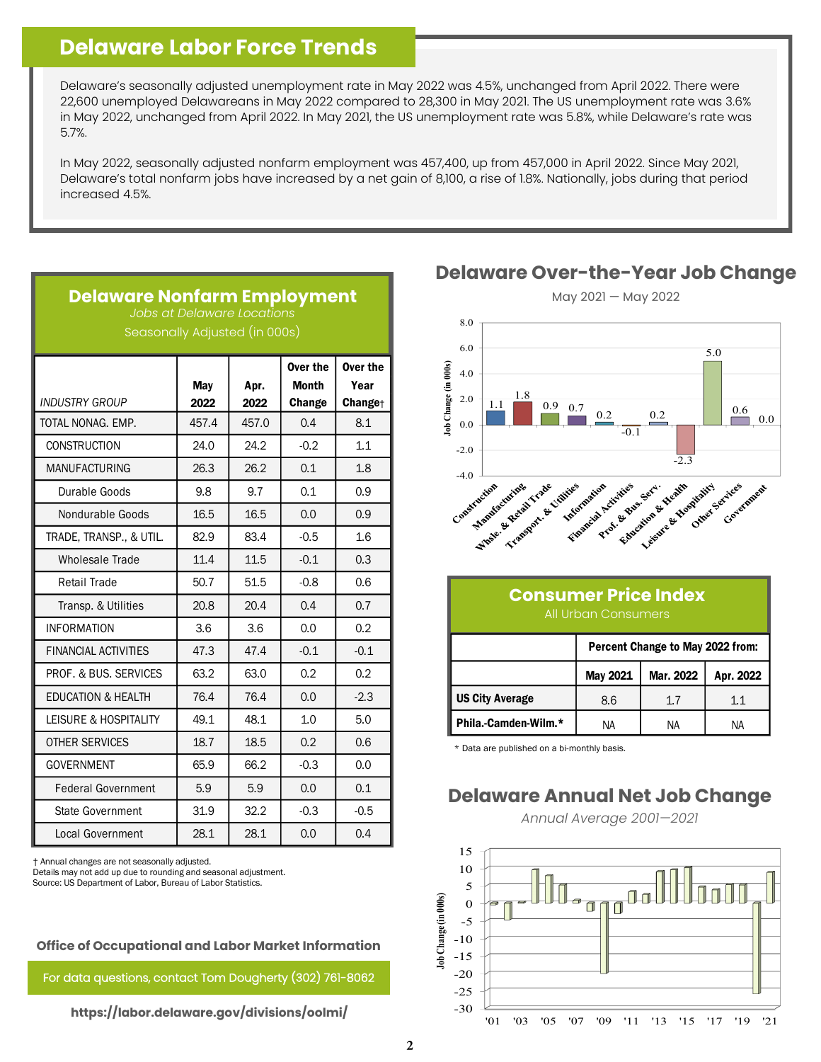# Delaware Labor Force Trends

Delaware's seasonally adjusted unemployment rate in May 2022 was 4.5%, unchanged from April 2022. There were 22,600 unemployed Delawareans in May 2022 compared to 28,300 in May 2021. The US unemployment rate was 3.6% in May 2022, unchanged from April 2022. In May 2021, the US unemployment rate was 5.8%, while Delaware's rate was 5.7%.

In May 2022, seasonally adjusted nonfarm employment was 457,400, up from 457,000 in April 2022. Since May 2021, Delaware's total nonfarm jobs have increased by a net gain of 8,100, a rise of 1.8%. Nationally, jobs during that period increased 4.5%.

## Delaware Nonfarm Employment

*Jobs at Delaware Locations*

Seasonally Adjusted (in 000s)

| *INDUSTRY GROUP* | May 2022 | Apr. 2022 | Over the Month Change | Over the Year Change† |
|---|---|---|---|---|
| TOTAL NONAG. EMP. | 457.4 | 457.0 | 0.4 | 8.1 |
| CONSTRUCTION | 24.0 | 24.2 | -0.2 | 1.1 |
| MANUFACTURING | 26.3 | 26.2 | 0.1 | 1.8 |
| Durable Goods | 9.8 | 9.7 | 0.1 | 0.9 |
| Nondurable Goods | 16.5 | 16.5 | 0.0 | 0.9 |
| TRADE, TRANSP., & UTIL. | 82.9 | 83.4 | -0.5 | 1.6 |
| Wholesale Trade | 11.4 | 11.5 | -0.1 | 0.3 |
| Retail Trade | 50.7 | 51.5 | -0.8 | 0.6 |
| Transp. & Utilities | 20.8 | 20.4 | 0.4 | 0.7 |
| INFORMATION | 3.6 | 3.6 | 0.0 | 0.2 |
| FINANCIAL ACTIVITIES | 47.3 | 47.4 | -0.1 | -0.1 |
| PROF. & BUS. SERVICES | 63.2 | 63.0 | 0.2 | 0.2 |
| EDUCATION & HEALTH | 76.4 | 76.4 | 0.0 | -2.3 |
| LEISURE & HOSPITALITY | 49.1 | 48.1 | 1.0 | 5.0 |
| OTHER SERVICES | 18.7 | 18.5 | 0.2 | 0.6 |
| GOVERNMENT | 65.9 | 66.2 | -0.3 | 0.0 |
| Federal Government | 5.9 | 5.9 | 0.0 | 0.1 |
| State Government | 31.9 | 32.2 | -0.3 | -0.5 |
| Local Government | 28.1 | 28.1 | 0.0 | 0.4 |

† Annual changes are not seasonally adjusted.
Details may not add up due to rounding and seasonal adjustment.
Source: US Department of Labor, Bureau of Labor Statistics.

## Delaware Over-the-Year Job Change

May 2021 — May 2022

Job Change (in 000s)

8.0, 6.0, 4.0, 2.0, 0.0, -2.0, -4.0

1.1, 1.8, 0.9, 0.7, 0.2, -0.1, 0.2, -2.3, 5.0, 0.6, 0.0

Construction, Manufacturing, Whsle. & Retail Trade, Transport. & Utilities, Information, Financial Activities, Prof. & Bus. Serv., Education & Health, Leisure & Hospitality, Other Services, Government

## Consumer Price Index

All Urban Consumers

| | Percent Change to May 2022 from: | | |
|---|---|---|---|
| | May 2021 | Mar. 2022 | Apr. 2022 |
| **US City Average** | 8.6 | 1.7 | 1.1 |
| **Phila.-Camden-Wilm.*** | NA | NA | NA |

* Data are published on a bi-monthly basis.

## Delaware Annual Net Job Change

*Annual Average 2001—2021*

Job Change (in 000s)

15, 10, 5, 0, -5, -10, -15, -20, -25, -30

'01, '03, '05, '07, '09, '11, '13, '15, '17, '19, '21

**Office of Occupational and Labor Market Information**

For data questions, contact Tom Dougherty (302) 761-8062

**https://labor.delaware.gov/divisions/oolmi/**